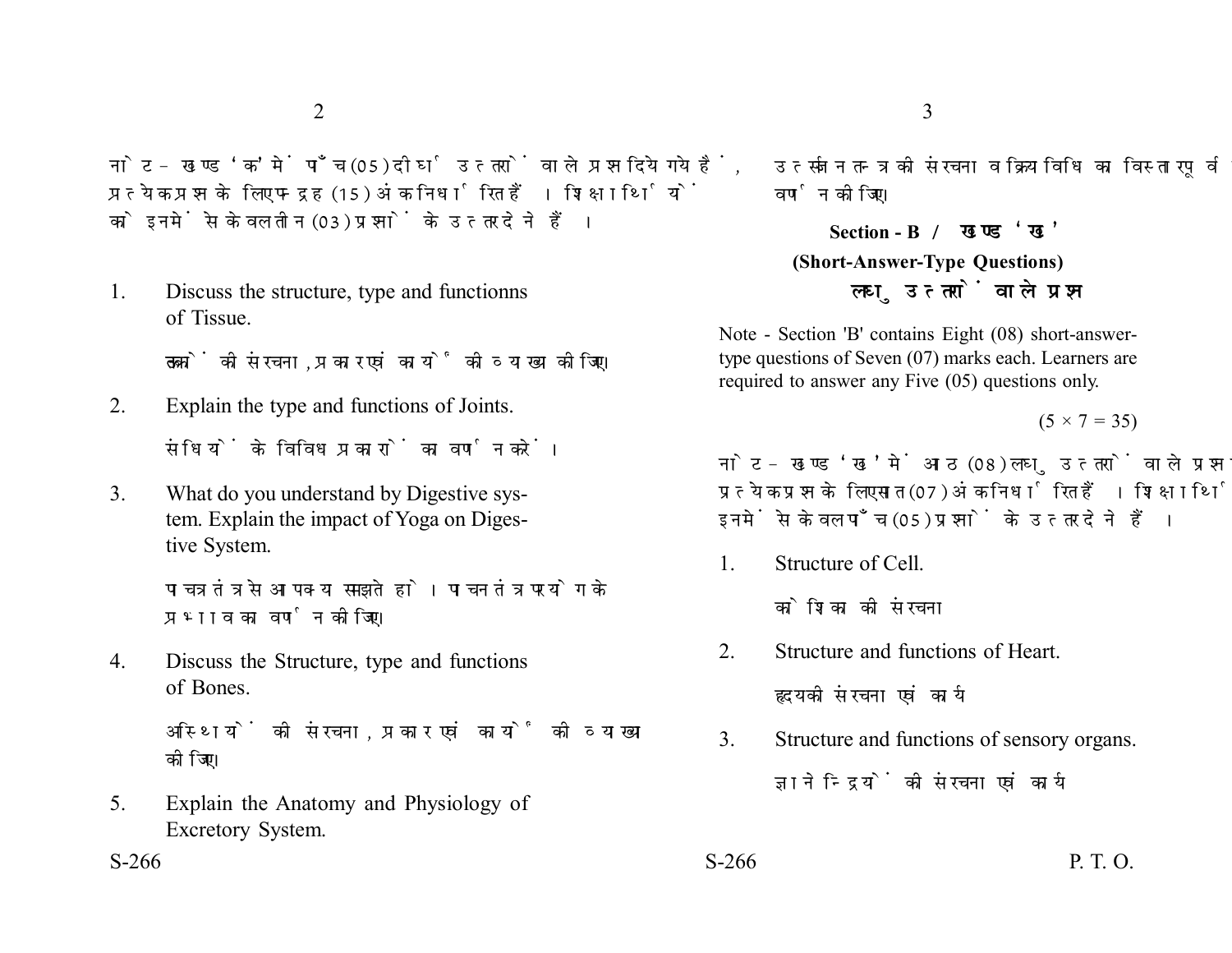नोट - खण्ड 'क' में पाँच (05) दीर्घ उत्तरों वाले प्रश्न दिये गये है, प्रत्येक प्रश्न के लिए पन्द्रह (15) अंक निर्धारित हैं। शिक्षार्थियों को इनमें से केवल तीन (03) प्रश्नों के उत्तर देने हैं।

1. Discuss the structure, type and functionns of Tissue.

   ऊतकों की संरचना, प्रकार एवं कार्यों की व्याख्या कीजिए।

2. Explain the type and functions of Joints.

   संधियों के विविध प्रकारों का वर्णन करें।

3. What do you understand by Digestive system. Explain the impact of Yoga on Digestive System.

   पाचन तंत्र से आप क्या समझते हो। पाचन तंत्र पर योग के प्रभाव का वर्णन कीजिए।

4. Discuss the Structure, type and functions of Bones.

   अस्थियों की संरचना, प्रकार एवं कार्यों की व्याख्या कीजिए।

5. Explain the Anatomy and Physiology of Excretory System.

   उत्सर्जन तन्त्र की संरचना व क्रियाविधि का विस्तारपूर्वक वर्णन कीजिए।

## Section - B / खण्ड 'ख'

### (Short-Answer-Type Questions)

### लघु उत्तरों वाले प्रश्न

Note - Section 'B' contains Eight (08) short-answer-type questions of Seven (07) marks each. Learners are required to answer any Five (05) questions only.

(5 × 7 = 35)

नोट - खण्ड 'ख' में आठ (08) लघु उत्तरों वाले प्रश्न दिये गये हैं, प्रत्येक प्रश्न के लिए सात (07) अंक निर्धारित हैं। शिक्षार्थियों को इनमें से केवल पाँच (05) प्रश्नों के उत्तर देने हैं।

1. Structure of Cell.

   कोशिका की संरचना

2. Structure and functions of Heart.

   हृदय की संरचना एवं कार्य

3. Structure and functions of sensory organs.

   ज्ञानेन्द्रियों की संरचना एवं कार्य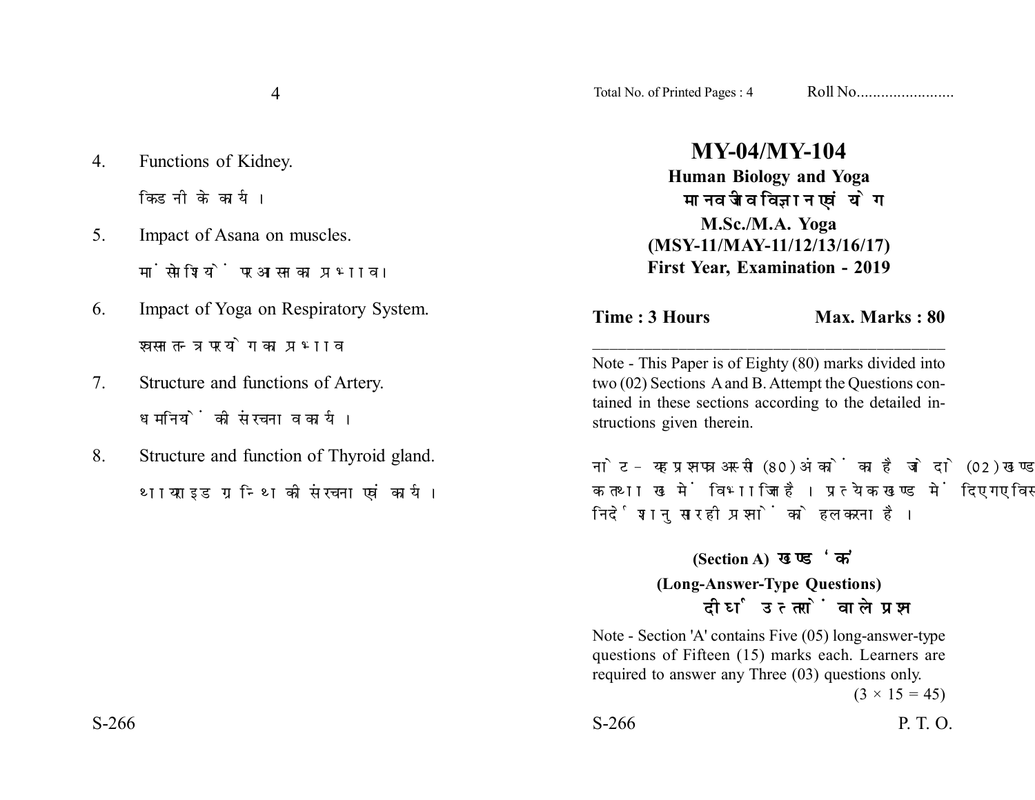4. Functions of Kidney.

   किडनी के कार्य।

5. Impact of Asana on muscles.

   मांसपेशियों पर आसन का प्रभाव।

6. Impact of Yoga on Respiratory System.

   श्वसन तन्त्र पर योग का प्रभाव

7. Structure and functions of Artery.

   धमनियों की संरचना व कार्य।

8. Structure and function of Thyroid gland.

   थायराइड ग्रन्थि की संरचना एवं कार्य।

S-266

Total No. of Printed Pages : 4 Roll No........................

# MY-04/MY-104

## Human Biology and Yoga

## मानव जीव विज्ञान एवं योग

## M.Sc./M.A. Yoga

## (MSY-11/MAY-11/12/13/16/17)

## First Year, Examination - 2019

**Time : 3 Hours** **Max. Marks : 80**

---

Note - This Paper is of Eighty (80) marks divided into two (02) Sections A and B. Attempt the Questions contained in these sections according to the detailed instructions given therein.

नोट - यह प्रश्नपत्र अस्सी (80) अंकों का है जो दो (02) खण्डों क तथा ख में विभाजित है। प्रत्येक खण्ड में दिए गए विस्तृत निर्देशानुसार ही प्रश्नों को हल करना है।

### (Section A) खण्ड 'क'

### (Long-Answer-Type Questions)

### दीर्घ उत्तरों वाले प्रश्न

Note - Section 'A' contains Five (05) long-answer-type questions of Fifteen (15) marks each. Learners are required to answer any Three (03) questions only.

$(3 \times 15 = 45)$

S-266 P. T. O.